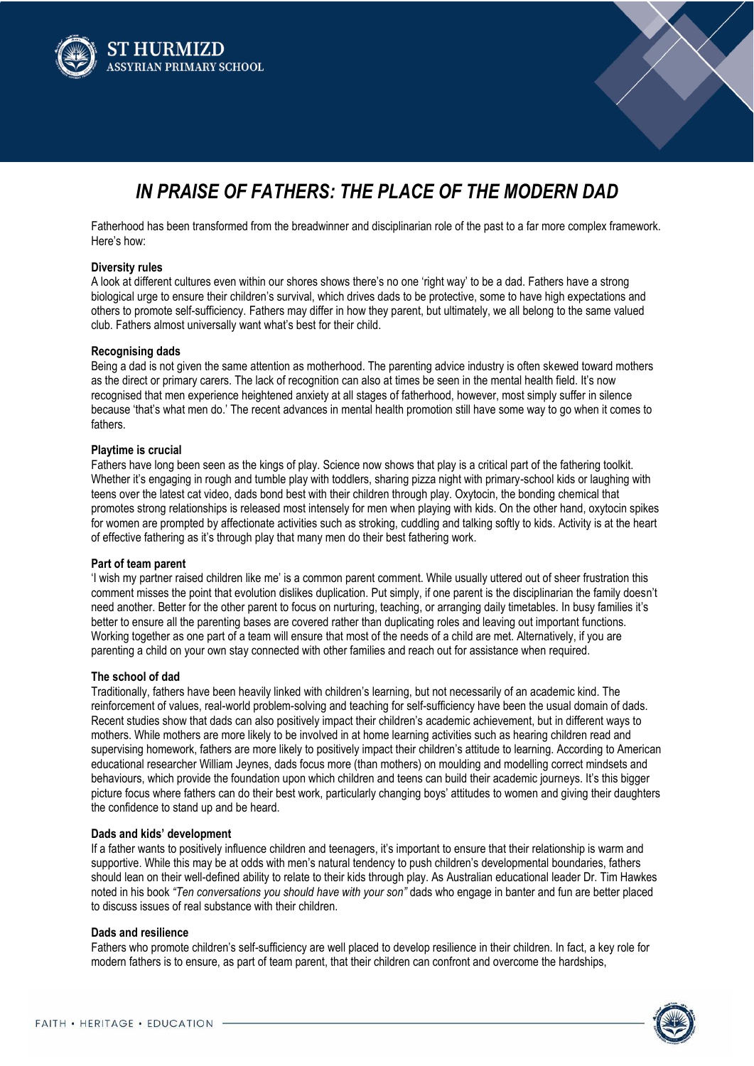# IN PRAISE OF FATHERS: THE PLACE OF THE MODERN DAD

Fatherhood has been transformed from the breadwinner and disciplinarian role of the past to a far more complex framework. Here's how:

**Diversity rules**

A look at different cultures even within our shores shows there's no one 'right way' to be a dad. Fathers have a strong biological urge to ensure their children's survival, which drives dads to be protective, some to have high expectations and others to promote self-sufficiency. Fathers may differ in how they parent, but ultimately, we all belong to the same valued club. Fathers almost universally want what's best for their child.

**Recognising dads**

Being a dad is not given the same attention as motherhood. The parenting advice industry is often skewed toward mothers as the direct or primary carers. The lack of recognition can also at times be seen in the mental health field. It's now recognised that men experience heightened anxiety at all stages of fatherhood, however, most simply suffer in silence because 'that's what men do.' The recent advances in mental health promotion still have some way to go when it comes to fathers.

**Playtime is crucial**

Fathers have long been seen as the kings of play. Science now shows that play is a critical part of the fathering toolkit. Whether it's engaging in rough and tumble play with toddlers, sharing pizza night with primary-school kids or laughing with teens over the latest cat video, dads bond best with their children through play. Oxytocin, the bonding chemical that promotes strong relationships is released most intensely for men when playing with kids. On the other hand, oxytocin spikes for women are prompted by affectionate activities such as stroking, cuddling and talking softly to kids. Activity is at the heart of effective fathering as it's through play that many men do their best fathering work.

**Part of team parent**

'I wish my partner raised children like me' is a common parent comment. While usually uttered out of sheer frustration this comment misses the point that evolution dislikes duplication. Put simply, if one parent is the disciplinarian the family doesn't need another. Better for the other parent to focus on nurturing, teaching, or arranging daily timetables. In busy families it's better to ensure all the parenting bases are covered rather than duplicating roles and leaving out important functions. Working together as one part of a team will ensure that most of the needs of a child are met. Alternatively, if you are parenting a child on your own stay connected with other families and reach out for assistance when required.

**The school of dad**

Traditionally, fathers have been heavily linked with children's learning, but not necessarily of an academic kind. The reinforcement of values, real-world problem-solving and teaching for self-sufficiency have been the usual domain of dads. Recent studies show that dads can also positively impact their children's academic achievement, but in different ways to mothers. While mothers are more likely to be involved in at home learning activities such as hearing children read and supervising homework, fathers are more likely to positively impact their children's attitude to learning. According to American educational researcher William Jeynes, dads focus more (than mothers) on moulding and modelling correct mindsets and behaviours, which provide the foundation upon which children and teens can build their academic journeys. It's this bigger picture focus where fathers can do their best work, particularly changing boys' attitudes to women and giving their daughters the confidence to stand up and be heard.

**Dads and kids' development**

If a father wants to positively influence children and teenagers, it's important to ensure that their relationship is warm and supportive. While this may be at odds with men's natural tendency to push children's developmental boundaries, fathers should lean on their well-defined ability to relate to their kids through play. As Australian educational leader Dr. Tim Hawkes noted in his book *"Ten conversations you should have with your son"* dads who engage in banter and fun are better placed to discuss issues of real substance with their children.

**Dads and resilience**

Fathers who promote children's self-sufficiency are well placed to develop resilience in their children. In fact, a key role for modern fathers is to ensure, as part of team parent, that their children can confront and overcome the hardships,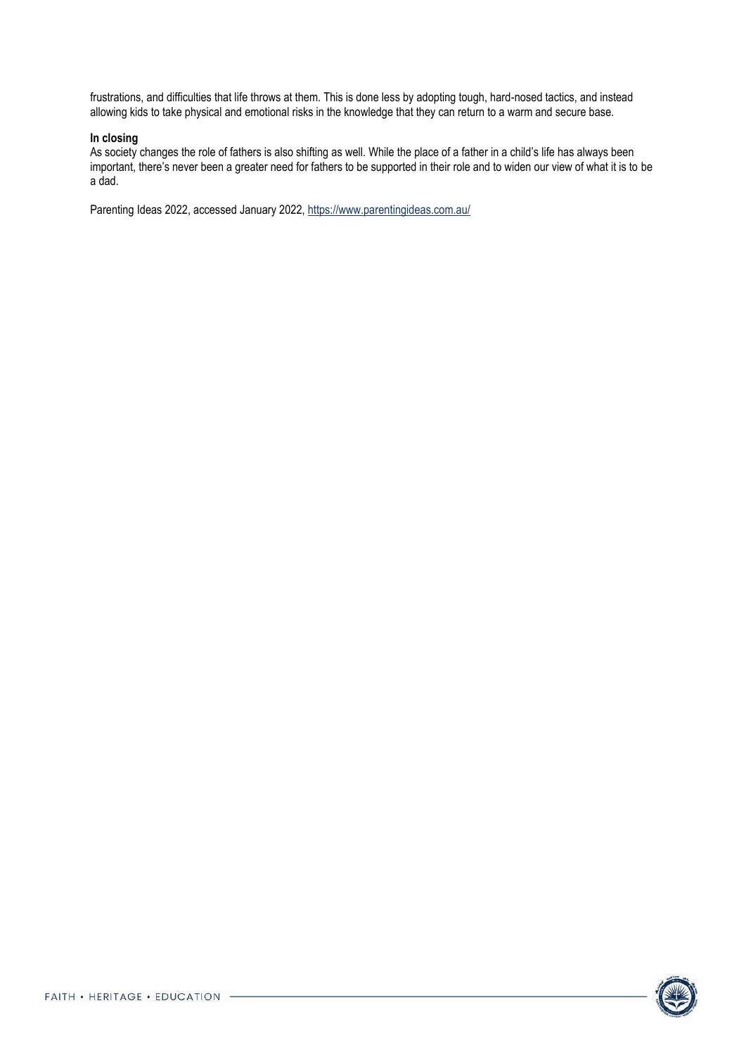frustrations, and difficulties that life throws at them. This is done less by adopting tough, hard-nosed tactics, and instead allowing kids to take physical and emotional risks in the knowledge that they can return to a warm and secure base.

**In closing**

As society changes the role of fathers is also shifting as well. While the place of a father in a child's life has always been important, there's never been a greater need for fathers to be supported in their role and to widen our view of what it is to be a dad.

Parenting Ideas 2022, accessed January 2022, https://www.parentingideas.com.au/